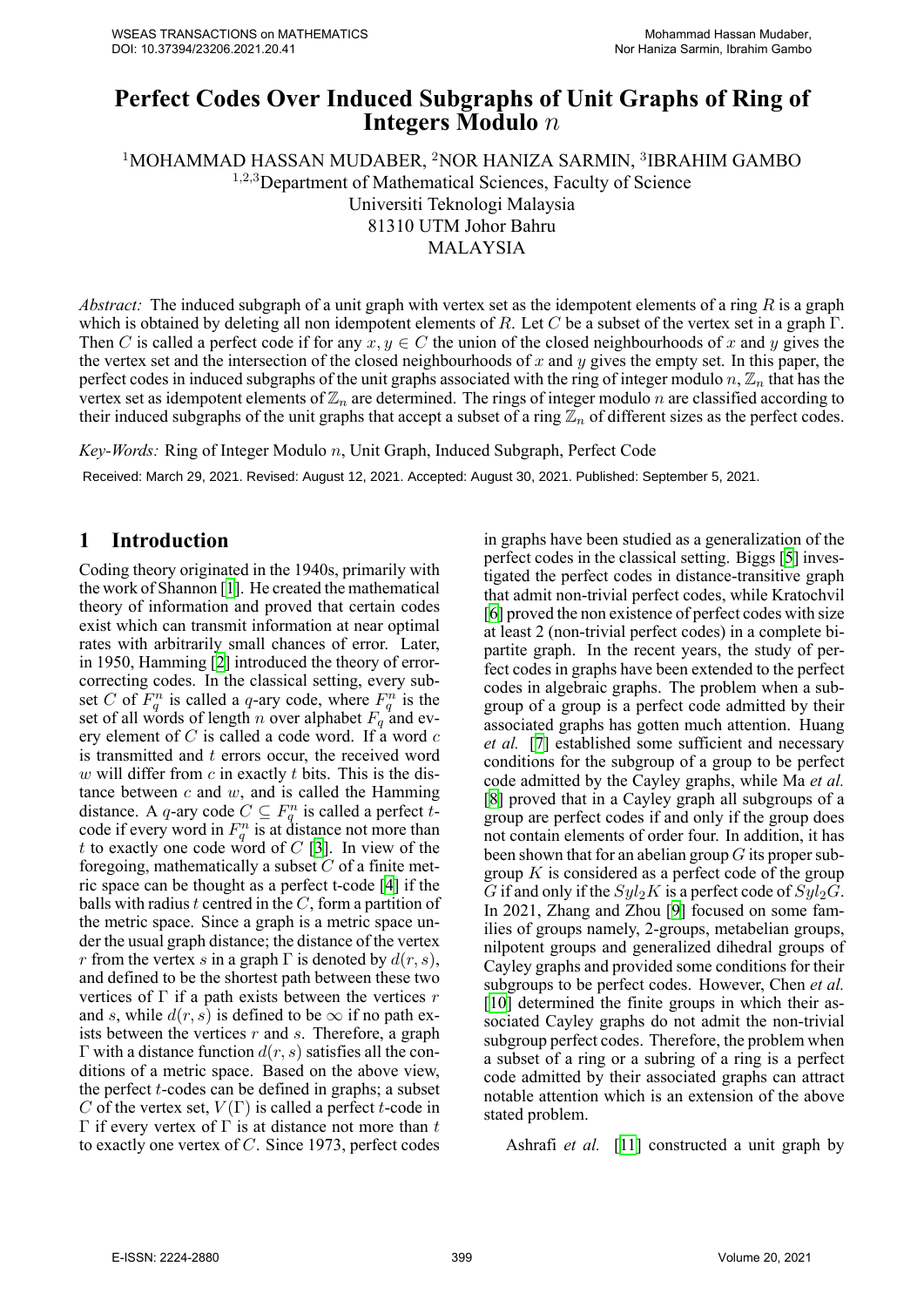# Perfect Codes Over Induced Subgraphs of Unit Graphs of Ring of Integers Modulo $n$

[1]MOHAMMAD HASSAN MUDABER, [2]NOR HANIZA SARMIN, [3]IBRAHIM GAMBO

[1,2,3]Department of Mathematical Sciences, Faculty of Science
Universiti Teknologi Malaysia
81310 UTM Johor Bahru
MALAYSIA

*Abstract:* The induced subgraph of a unit graph with vertex set as the idempotent elements of a ring $R$ is a graph which is obtained by deleting all non idempotent elements of $R$. Let $C$ be a subset of the vertex set in a graph $\Gamma$. Then $C$ is called a perfect code if for any $x, y \in C$ the union of the closed neighbourhoods of $x$ and $y$ gives the the vertex set and the intersection of the closed neighbourhoods of $x$ and $y$ gives the empty set. In this paper, the perfect codes in induced subgraphs of the unit graphs associated with the ring of integer modulo $n$, $\mathbb{Z}_n$ that has the vertex set as idempotent elements of $\mathbb{Z}_n$ are determined. The rings of integer modulo $n$ are classified according to their induced subgraphs of the unit graphs that accept a subset of a ring $\mathbb{Z}_n$ of different sizes as the perfect codes.

*Key-Words:* Ring of Integer Modulo $n$, Unit Graph, Induced Subgraph, Perfect Code

Received: March 29, 2021. Revised: August 12, 2021. Accepted: August 30, 2021. Published: September 5, 2021.

## 1 Introduction

Coding theory originated in the 1940s, primarily with the work of Shannon [1]. He created the mathematical theory of information and proved that certain codes exist which can transmit information at near optimal rates with arbitrarily small chances of error. Later, in 1950, Hamming [2] introduced the theory of error-correcting codes. In the classical setting, every subset $C$ of $F_q^n$ is called a $q$-ary code, where $F_q^n$ is the set of all words of length $n$ over alphabet $F_q$ and every element of $C$ is called a code word. If a word $c$ is transmitted and $t$ errors occur, the received word $w$ will differ from $c$ in exactly $t$ bits. This is the distance between $c$ and $w$, and is called the Hamming distance. A $q$-ary code $C \subseteq F_q^n$ is called a perfect $t$-code if every word in $F_q^n$ is at distance not more than $t$ to exactly one code word of $C$ [3]. In view of the foregoing, mathematically a subset $C$ of a finite metric space can be thought as a perfect t-code [4] if the balls with radius $t$ centred in the $C$, form a partition of the metric space. Since a graph is a metric space under the usual graph distance; the distance of the vertex $r$ from the vertex $s$ in a graph $\Gamma$ is denoted by $d(r, s)$, and defined to be the shortest path between these two vertices of $\Gamma$ if a path exists between the vertices $r$ and $s$, while $d(r, s)$ is defined to be $\infty$ if no path exists between the vertices $r$ and $s$. Therefore, a graph $\Gamma$ with a distance function $d(r, s)$ satisfies all the conditions of a metric space. Based on the above view, the perfect $t$-codes can be defined in graphs; a subset $C$ of the vertex set, $V(\Gamma)$ is called a perfect $t$-code in $\Gamma$ if every vertex of $\Gamma$ is at distance not more than $t$ to exactly one vertex of $C$. Since 1973, perfect codes in graphs have been studied as a generalization of the perfect codes in the classical setting. Biggs [5] investigated the perfect codes in distance-transitive graph that admit non-trivial perfect codes, while Kratochvil [6] proved the non existence of perfect codes with size at least 2 (non-trivial perfect codes) in a complete bipartite graph. In the recent years, the study of perfect codes in graphs have been extended to the perfect codes in algebraic graphs. The problem when a subgroup of a group is a perfect code admitted by their associated graphs has gotten much attention. Huang *et al.* [7] established some sufficient and necessary conditions for the subgroup of a group to be perfect code admitted by the Cayley graphs, while Ma *et al.* [8] proved that in a Cayley graph all subgroups of a group are perfect codes if and only if the group does not contain elements of order four. In addition, it has been shown that for an abelian group $G$ its proper subgroup $K$ is considered as a perfect code of the group $G$ if and only if the $Syl_2K$ is a perfect code of $Syl_2G$. In 2021, Zhang and Zhou [9] focused on some families of groups namely, 2-groups, metabelian groups, nilpotent groups and generalized dihedral groups of Cayley graphs and provided some conditions for their subgroups to be perfect codes. However, Chen *et al.* [10] determined the finite groups in which their associated Cayley graphs do not admit the non-trivial subgroup perfect codes. Therefore, the problem when a subset of a ring or a subring of a ring is a perfect code admitted by their associated graphs can attract notable attention which is an extension of the above stated problem.

Ashrafi *et al.* [11] constructed a unit graph by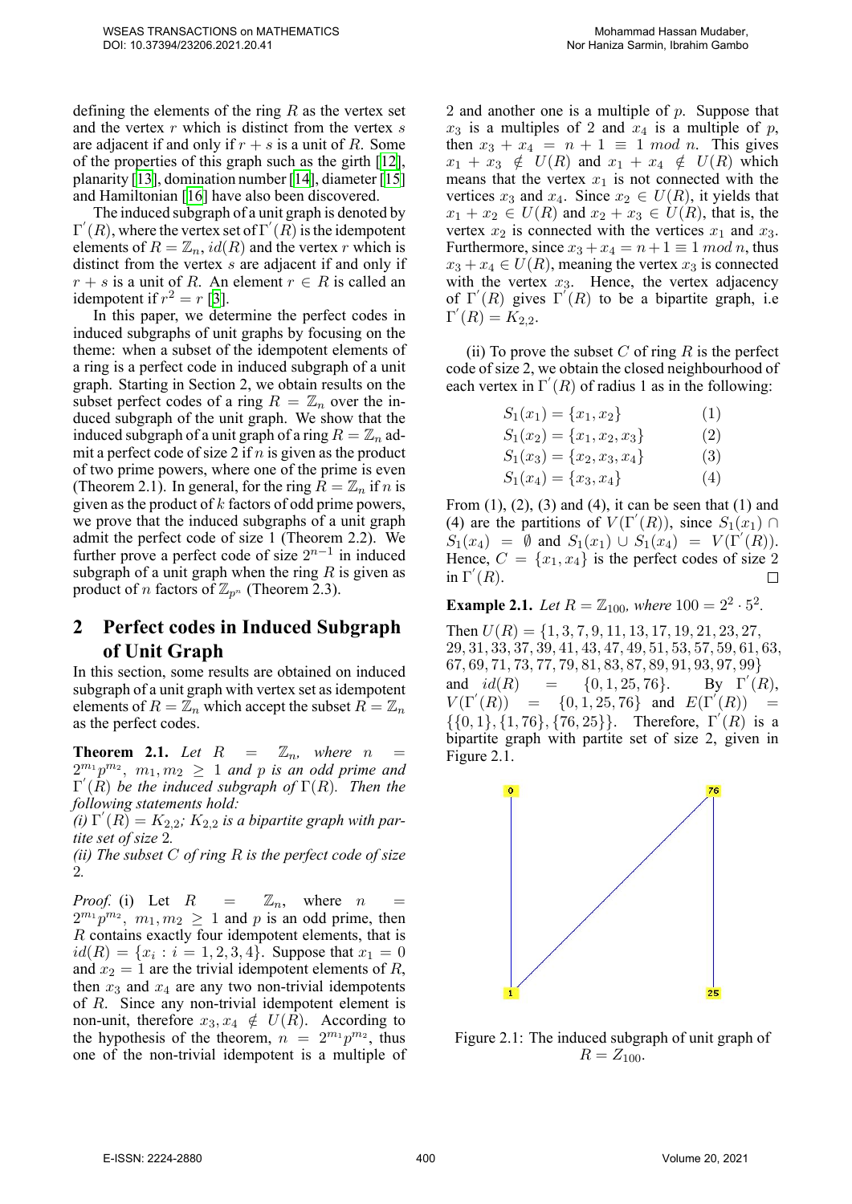defining the elements of the ring $R$ as the vertex set and the vertex $r$ which is distinct from the vertex $s$ are adjacent if and only if $r+s$ is a unit of $R$. Some of the properties of this graph such as the girth [[12]], planarity [[13]], domination number [[14]], diameter [[15]] and Hamiltonian [[16]] have also been discovered.

The induced subgraph of a unit graph is denoted by $\Gamma^{'}(R)$, where the vertex set of $\Gamma^{'}(R)$ is the idempotent elements of $R = \mathbb{Z}_n$, $id(R)$ and the vertex $r$ which is distinct from the vertex $s$ are adjacent if and only if $r+s$ is a unit of $R$. An element $r \in R$ is called an idempotent if $r^2 = r$ [[3]].

In this paper, we determine the perfect codes in induced subgraphs of unit graphs by focusing on the theme: when a subset of the idempotent elements of a ring is a perfect code in induced subgraph of a unit graph. Starting in Section 2, we obtain results on the subset perfect codes of a ring $R = \mathbb{Z}_n$ over the induced subgraph of the unit graph. We show that the induced subgraph of a unit graph of a ring $R = \mathbb{Z}_n$ admit a perfect code of size 2 if $n$ is given as the product of two prime powers, where one of the prime is even (Theorem 2.1). In general, for the ring $R = \mathbb{Z}_n$ if $n$ is given as the product of $k$ factors of odd prime powers, we prove that the induced subgraphs of a unit graph admit the perfect code of size 1 (Theorem 2.2). We further prove a perfect code of size $2^{n-1}$ in induced subgraph of a unit graph when the ring $R$ is given as product of $n$ factors of $\mathbb{Z}_{p^n}$ (Theorem 2.3).

## 2 Perfect codes in Induced Subgraph of Unit Graph

In this section, some results are obtained on induced subgraph of a unit graph with vertex set as idempotent elements of $R = \mathbb{Z}_n$ which accept the subset $R = \mathbb{Z}_n$ as the perfect codes.

**Theorem 2.1.** *Let $R = \mathbb{Z}_n$, where $n = 2^{m_1}p^{m_2}$, $m_1, m_2 \geq 1$ and $p$ is an odd prime and $\Gamma^{'}(R)$ be the induced subgraph of $\Gamma(R)$. Then the following statements hold:*

*(i) $\Gamma^{'}(R) = K_{2,2}$; $K_{2,2}$ is a bipartite graph with partite set of size 2.*

*(ii) The subset $C$ of ring $R$ is the perfect code of size 2.*

*Proof.* (i) Let $R = \mathbb{Z}_n$, where $n = 2^{m_1}p^{m_2}$, $m_1, m_2 \geq 1$ and $p$ is an odd prime, then $R$ contains exactly four idempotent elements, that is $id(R) = \{x_i : i = 1, 2, 3, 4\}$. Suppose that $x_1 = 0$ and $x_2 = 1$ are the trivial idempotent elements of $R$, then $x_3$ and $x_4$ are any two non-trivial idempotents of $R$. Since any non-trivial idempotent element is non-unit, therefore $x_3, x_4 \notin U(R)$. According to the hypothesis of the theorem, $n = 2^{m_1}p^{m_2}$, thus one of the non-trivial idempotent is a multiple of 2 and another one is a multiple of $p$. Suppose that $x_3$ is a multiples of 2 and $x_4$ is a multiple of $p$, then $x_3 + x_4 = n + 1 \equiv 1 \ mod \ n$. This gives $x_1 + x_3 \notin U(R)$ and $x_1 + x_4 \notin U(R)$ which means that the vertex $x_1$ is not connected with the vertices $x_3$ and $x_4$. Since $x_2 \in U(R)$, it yields that $x_1 + x_2 \in U(R)$ and $x_2 + x_3 \in U(R)$, that is, the vertex $x_2$ is connected with the vertices $x_1$ and $x_3$. Furthermore, since $x_3 + x_4 = n+1 \equiv 1 \ mod \ n$, thus $x_3 + x_4 \in U(R)$, meaning the vertex $x_3$ is connected with the vertex $x_3$. Hence, the vertex adjacency of $\Gamma^{'}(R)$ gives $\Gamma^{'}(R)$ to be a bipartite graph, i.e $\Gamma^{'}(R) = K_{2,2}$.

(ii) To prove the subset $C$ of ring $R$ is the perfect code of size 2, we obtain the closed neighbourhood of each vertex in $\Gamma^{'}(R)$ of radius 1 as in the following:

$$S_1(x_1) = \{x_1, x_2\} \qquad (1)$$

$$S_1(x_2) = \{x_1, x_2, x_3\} \qquad (2)$$

$$S_1(x_3) = \{x_2, x_3, x_4\} \qquad (3)$$

$$S_1(x_4) = \{x_3, x_4\} \qquad (4)$$

From (1), (2), (3) and (4), it can be seen that (1) and (4) are the partitions of $V(\Gamma^{'}(R))$, since $S_1(x_1) \cap S_1(x_4) = \emptyset$ and $S_1(x_1) \cup S_1(x_4) = V(\Gamma^{'}(R))$. Hence, $C = \{x_1, x_4\}$ is the perfect codes of size 2 in $\Gamma^{'}(R)$. □

**Example 2.1.** *Let $R = \mathbb{Z}_{100}$, where $100 = 2^2 \cdot 5^2$.*

Then $U(R) = \{1, 3, 7, 9, 11, 13, 17, 19, 21, 23, 27, 29, 31, 33, 37, 39, 41, 43, 47, 49, 51, 53, 57, 59, 61, 63, 67, 69, 71, 73, 77, 79, 81, 83, 87, 89, 91, 93, 97, 99\}$ and $id(R) = \{0, 1, 25, 76\}$. By $\Gamma^{'}(R)$, $V(\Gamma^{'}(R)) = \{0, 1, 25, 76\}$ and $E(\Gamma^{'}(R)) = \{\{0, 1\}, \{1, 76\}, \{76, 25\}\}$. Therefore, $\Gamma^{'}(R)$ is a bipartite graph with partite set of size 2, given in Figure 2.1.

Figure 2.1: The induced subgraph of unit graph of $R = Z_{100}$.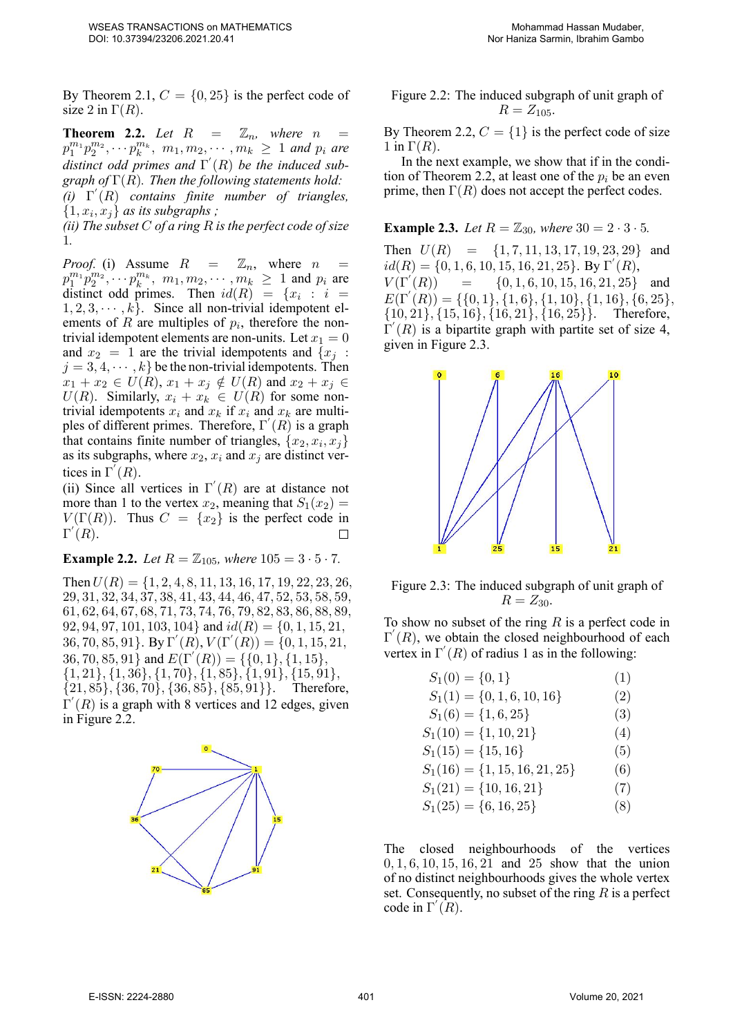By Theorem 2.1, $C = \{0, 25\}$ is the perfect code of size 2 in $\Gamma(R)$.

**Theorem 2.2.** *Let $R = \mathbb{Z}_n$, where $n = p_1^{m_1} p_2^{m_2}, \cdots p_k^{m_k}$, $m_1, m_2, \cdots, m_k \geq 1$ and $p_i$ are distinct odd primes and $\Gamma'(R)$ be the induced subgraph of $\Gamma(R)$. Then the following statements hold:*
*(i) $\Gamma'(R)$ contains finite number of triangles, $\{1, x_i, x_j\}$ as its subgraphs ;*
*(ii) The subset $C$ of a ring $R$ is the perfect code of size 1.*

*Proof.* (i) Assume $R = \mathbb{Z}_n$, where $n = p_1^{m_1} p_2^{m_2}, \cdots p_k^{m_k}$, $m_1, m_2, \cdots, m_k \geq 1$ and $p_i$ are distinct odd primes. Then $id(R) = \{x_i : i = 1, 2, 3, \cdots, k\}$. Since all non-trivial idempotent elements of $R$ are multiples of $p_i$, therefore the non-trivial idempotent elements are non-units. Let $x_1 = 0$ and $x_2 = 1$ are the trivial idempotents and $\{x_j : j = 3, 4, \cdots, k\}$ be the non-trivial idempotents. Then $x_1 + x_2 \in U(R)$, $x_1 + x_j \notin U(R)$ and $x_2 + x_j \in U(R)$. Similarly, $x_i + x_k \in U(R)$ for some non-trivial idempotents $x_i$ and $x_k$ if $x_i$ and $x_k$ are multiples of different primes. Therefore, $\Gamma'(R)$ is a graph that contains finite number of triangles, $\{x_2, x_i, x_j\}$ as its subgraphs, where $x_2$, $x_i$ and $x_j$ are distinct vertices in $\Gamma'(R)$.
(ii) Since all vertices in $\Gamma'(R)$ are at distance not more than 1 to the vertex $x_2$, meaning that $S_1(x_2) = V(\Gamma(R))$. Thus $C = \{x_2\}$ is the perfect code in $\Gamma'(R)$. □

**Example 2.2.** *Let $R = \mathbb{Z}_{105}$, where $105 = 3 \cdot 5 \cdot 7$.*

Then $U(R) = \{1, 2, 4, 8, 11, 13, 16, 17, 19, 22, 23, 26, 29, 31, 32, 34, 37, 38, 41, 43, 44, 46, 47, 52, 53, 58, 59, 61, 62, 64, 67, 68, 71, 73, 74, 76, 79, 82, 83, 86, 88, 89, 92, 94, 97, 101, 103, 104\}$ and $id(R) = \{0, 1, 15, 21, 36, 70, 85, 91\}$. By $\Gamma'(R)$, $V(\Gamma'(R)) = \{0, 1, 15, 21, 36, 70, 85, 91\}$ and $E(\Gamma'(R)) = \{\{0, 1\}, \{1, 15\}, \{1, 21\}, \{1, 36\}, \{1, 70\}, \{1, 85\}, \{1, 91\}, \{15, 91\}, \{21, 85\}, \{36, 70\}, \{36, 85\}, \{85, 91\}\}$. Therefore, $\Gamma'(R)$ is a graph with 8 vertices and 12 edges, given in Figure 2.2.

Figure 2.2: The induced subgraph of unit graph of $R = Z_{105}$.

By Theorem 2.2, $C = \{1\}$ is the perfect code of size 1 in $\Gamma(R)$.

In the next example, we show that if in the condition of Theorem 2.2, at least one of the $p_i$ be an even prime, then $\Gamma(R)$ does not accept the perfect codes.

**Example 2.3.** *Let $R = \mathbb{Z}_{30}$, where $30 = 2 \cdot 3 \cdot 5$.*

Then $U(R) = \{1, 7, 11, 13, 17, 19, 23, 29\}$ and $id(R) = \{0, 1, 6, 10, 15, 16, 21, 25\}$. By $\Gamma'(R)$, $V(\Gamma'(R)) = \{0, 1, 6, 10, 15, 16, 21, 25\}$ and $E(\Gamma'(R)) = \{\{0, 1\}, \{1, 6\}, \{1, 10\}, \{1, 16\}, \{6, 25\}, \{10, 21\}, \{15, 16\}, \{16, 21\}, \{16, 25\}\}$. Therefore, $\Gamma'(R)$ is a bipartite graph with partite set of size 4, given in Figure 2.3.

Figure 2.3: The induced subgraph of unit graph of $R = Z_{30}$.

To show no subset of the ring $R$ is a perfect code in $\Gamma'(R)$, we obtain the closed neighbourhood of each vertex in $\Gamma'(R)$ of radius 1 as in the following:

$$S_1(0) = \{0, 1\} \quad (1)$$
$$S_1(1) = \{0, 1, 6, 10, 16\} \quad (2)$$
$$S_1(6) = \{1, 6, 25\} \quad (3)$$
$$S_1(10) = \{1, 10, 21\} \quad (4)$$
$$S_1(15) = \{15, 16\} \quad (5)$$
$$S_1(16) = \{1, 15, 16, 21, 25\} \quad (6)$$
$$S_1(21) = \{10, 16, 21\} \quad (7)$$
$$S_1(25) = \{6, 16, 25\} \quad (8)$$

The closed neighbourhoods of the vertices $0, 1, 6, 10, 15, 16, 21$ and $25$ show that the union of no distinct neighbourhoods gives the whole vertex set. Consequently, no subset of the ring $R$ is a perfect code in $\Gamma'(R)$.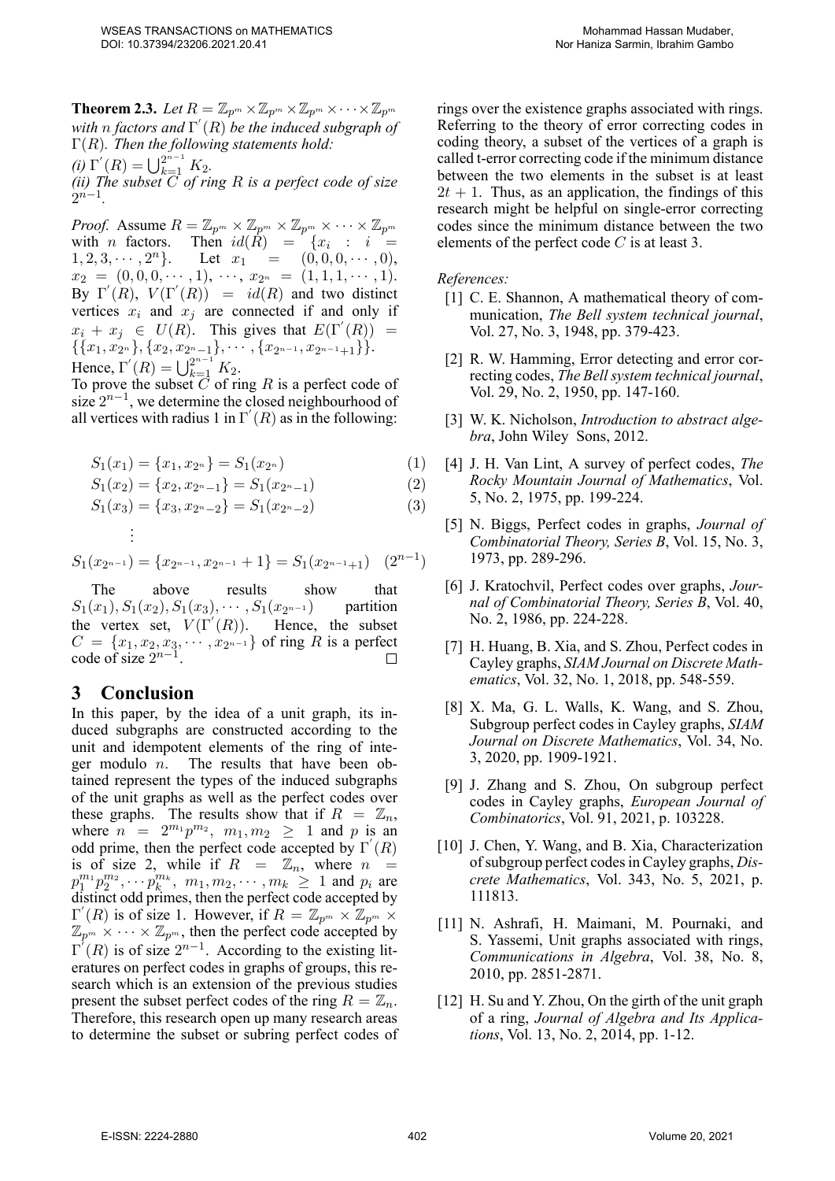**Theorem 2.3.** *Let $R = \mathbb{Z}_{p^m} \times \mathbb{Z}_{p^m} \times \mathbb{Z}_{p^m} \times \cdots \times \mathbb{Z}_{p^m}$ with $n$ factors and $\Gamma^{'}(R)$ be the induced subgraph of $\Gamma(R)$. Then the following statements hold:*
*(i) $\Gamma^{'}(R) = \bigcup_{k=1}^{2^{n-1}} K_2$.*
*(ii) The subset $C$ of ring $R$ is a perfect code of size $2^{n-1}$.*

*Proof.* Assume $R = \mathbb{Z}_{p^m} \times \mathbb{Z}_{p^m} \times \mathbb{Z}_{p^m} \times \cdots \times \mathbb{Z}_{p^m}$ with $n$ factors. Then $id(R) = \{x_i : i = 1, 2, 3, \cdots, 2^n\}$. Let $x_1 = (0, 0, 0, \cdots, 0)$, $x_2 = (0, 0, 0, \cdots, 1)$, $\cdots$, $x_{2^n} = (1, 1, 1, \cdots, 1)$. By $\Gamma^{'}(R)$, $V(\Gamma^{'}(R)) = id(R)$ and two distinct vertices $x_i$ and $x_j$ are connected if and only if $x_i + x_j \in U(R)$. This gives that $E(\Gamma^{'}(R)) = \{\{x_1, x_{2^n}\}, \{x_2, x_{2^n-1}\}, \cdots, \{x_{2^{n-1}}, x_{2^{n-1}+1}\}\}$.
Hence, $\Gamma^{'}(R) = \bigcup_{k=1}^{2^{n-1}} K_2$.
To prove the subset $C$ of ring $R$ is a perfect code of size $2^{n-1}$, we determine the closed neighbourhood of all vertices with radius 1 in $\Gamma^{'}(R)$ as in the following:

$$S_1(x_1) = \{x_1, x_{2^n}\} = S_1(x_{2^n}) \quad (1)$$

$$S_1(x_2) = \{x_2, x_{2^n-1}\} = S_1(x_{2^n-1}) \quad (2)$$

$$S_1(x_3) = \{x_3, x_{2^n-2}\} = S_1(x_{2^n-2}) \quad (3)$$

$$\vdots$$

$$S_1(x_{2^{n-1}}) = \{x_{2^{n-1}}, x_{2^{n-1}} + 1\} = S_1(x_{2^{n-1}+1}) \quad (2^{n-1})$$

The above results show that $S_1(x_1), S_1(x_2), S_1(x_3), \cdots, S_1(x_{2^{n-1}})$ partition the vertex set, $V(\Gamma^{'}(R))$. Hence, the subset $C = \{x_1, x_2, x_3, \cdots, x_{2^{n-1}}\}$ of ring $R$ is a perfect code of size $2^{n-1}$. □

## 3 Conclusion

In this paper, by the idea of a unit graph, its induced subgraphs are constructed according to the unit and idempotent elements of the ring of integer modulo $n$. The results that have been obtained represent the types of the induced subgraphs of the unit graphs as well as the perfect codes over these graphs. The results show that if $R = \mathbb{Z}_n$, where $n = 2^{m_1}p^{m_2}$, $m_1, m_2 \geq 1$ and $p$ is an odd prime, then the perfect code accepted by $\Gamma^{'}(R)$ is of size 2, while if $R = \mathbb{Z}_n$, where $n = p_1^{m_1}p_2^{m_2}, \cdots p_k^{m_k}$, $m_1, m_2, \cdots, m_k \geq 1$ and $p_i$ are distinct odd primes, then the perfect code accepted by $\Gamma^{'}(R)$ is of size 1. However, if $R = \mathbb{Z}_{p^m} \times \mathbb{Z}_{p^m} \times \mathbb{Z}_{p^m} \times \cdots \times \mathbb{Z}_{p^m}$, then the perfect code accepted by $\Gamma^{'}(R)$ is of size $2^{n-1}$. According to the existing literatures on perfect codes in graphs of groups, this research which is an extension of the previous studies present the subset perfect codes of the ring $R = \mathbb{Z}_n$. Therefore, this research open up many research areas to determine the subset or subring perfect codes of rings over the existence graphs associated with rings. Referring to the theory of error correcting codes in coding theory, a subset of the vertices of a graph is called t-error correcting code if the minimum distance between the two elements in the subset is at least $2t + 1$. Thus, as an application, the findings of this research might be helpful on single-error correcting codes since the minimum distance between the two elements of the perfect code $C$ is at least 3.

*References:*

[1] C. E. Shannon, A mathematical theory of communication, *The Bell system technical journal*, Vol. 27, No. 3, 1948, pp. 379-423.

[2] R. W. Hamming, Error detecting and error correcting codes, *The Bell system technical journal*, Vol. 29, No. 2, 1950, pp. 147-160.

[3] W. K. Nicholson, *Introduction to abstract algebra*, John Wiley Sons, 2012.

[4] J. H. Van Lint, A survey of perfect codes, *The Rocky Mountain Journal of Mathematics*, Vol. 5, No. 2, 1975, pp. 199-224.

[5] N. Biggs, Perfect codes in graphs, *Journal of Combinatorial Theory, Series B*, Vol. 15, No. 3, 1973, pp. 289-296.

[6] J. Kratochvil, Perfect codes over graphs, *Journal of Combinatorial Theory, Series B*, Vol. 40, No. 2, 1986, pp. 224-228.

[7] H. Huang, B. Xia, and S. Zhou, Perfect codes in Cayley graphs, *SIAM Journal on Discrete Mathematics*, Vol. 32, No. 1, 2018, pp. 548-559.

[8] X. Ma, G. L. Walls, K. Wang, and S. Zhou, Subgroup perfect codes in Cayley graphs, *SIAM Journal on Discrete Mathematics*, Vol. 34, No. 3, 2020, pp. 1909-1921.

[9] J. Zhang and S. Zhou, On subgroup perfect codes in Cayley graphs, *European Journal of Combinatorics*, Vol. 91, 2021, p. 103228.

[10] J. Chen, Y. Wang, and B. Xia, Characterization of subgroup perfect codes in Cayley graphs, *Discrete Mathematics*, Vol. 343, No. 5, 2021, p. 111813.

[11] N. Ashrafi, H. Maimani, M. Pournaki, and S. Yassemi, Unit graphs associated with rings, *Communications in Algebra*, Vol. 38, No. 8, 2010, pp. 2851-2871.

[12] H. Su and Y. Zhou, On the girth of the unit graph of a ring, *Journal of Algebra and Its Applications*, Vol. 13, No. 2, 2014, pp. 1-12.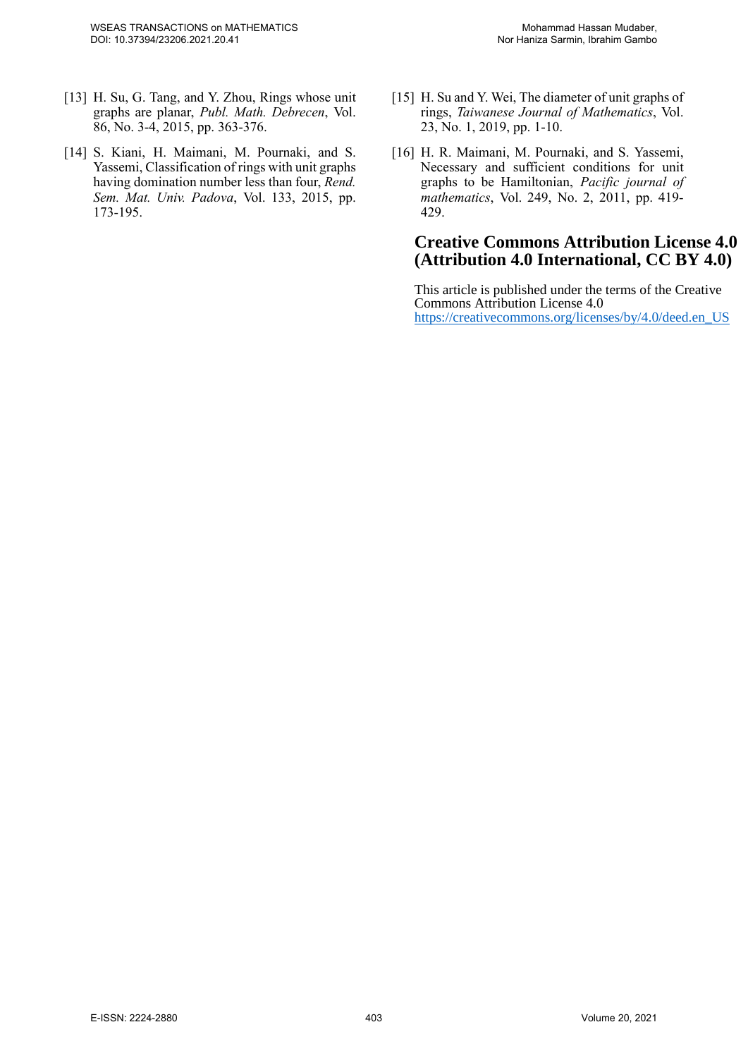[13] H. Su, G. Tang, and Y. Zhou, Rings whose unit graphs are planar, *Publ. Math. Debrecen*, Vol. 86, No. 3-4, 2015, pp. 363-376.

[14] S. Kiani, H. Maimani, M. Pournaki, and S. Yassemi, Classification of rings with unit graphs having domination number less than four, *Rend. Sem. Mat. Univ. Padova*, Vol. 133, 2015, pp. 173-195.

[15] H. Su and Y. Wei, The diameter of unit graphs of rings, *Taiwanese Journal of Mathematics*, Vol. 23, No. 1, 2019, pp. 1-10.

[16] H. R. Maimani, M. Pournaki, and S. Yassemi, Necessary and sufficient conditions for unit graphs to be Hamiltonian, *Pacific journal of mathematics*, Vol. 249, No. 2, 2011, pp. 419-429.

## Creative Commons Attribution License 4.0 (Attribution 4.0 International, CC BY 4.0)

This article is published under the terms of the Creative Commons Attribution License 4.0
https://creativecommons.org/licenses/by/4.0/deed.en_US